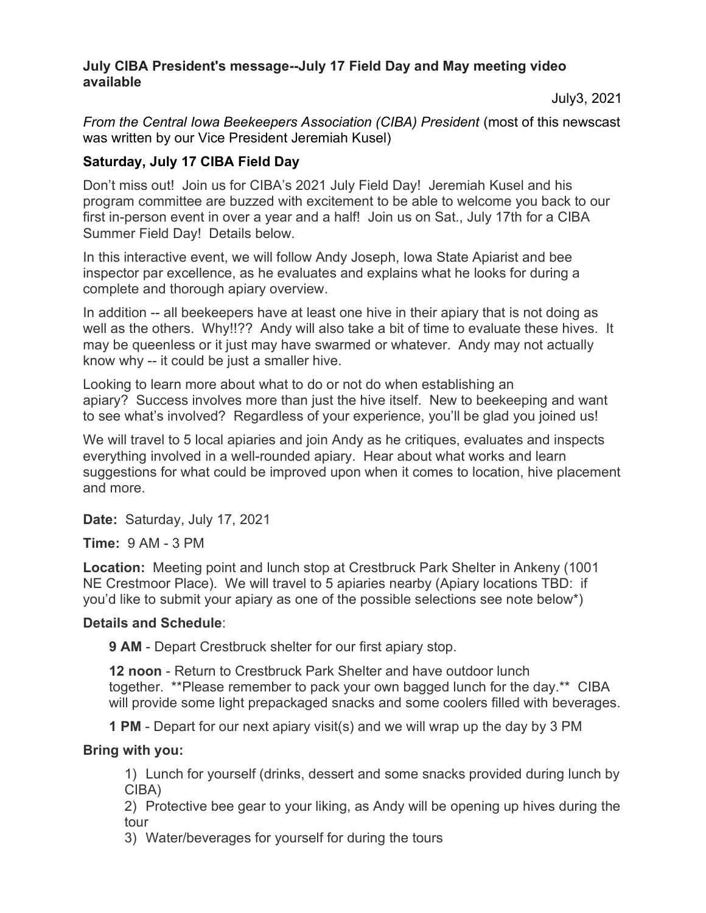**July CIBA President's message--July 17 Field Day and May meeting video available**

July3, 2021

*From the Central Iowa Beekeepers Association (CIBA) President* (most of this newscast was written by our Vice President Jeremiah Kusel)

**Saturday, July 17 CIBA Field Day**

Don't miss out! Join us for CIBA's 2021 July Field Day! Jeremiah Kusel and his program committee are buzzed with excitement to be able to welcome you back to our first in-person event in over a year and a half! Join us on Sat., July 17th for a CIBA Summer Field Day! Details below.

In this interactive event, we will follow Andy Joseph, Iowa State Apiarist and bee inspector par excellence, as he evaluates and explains what he looks for during a complete and thorough apiary overview.

In addition -- all beekeepers have at least one hive in their apiary that is not doing as well as the others. Why!!?? Andy will also take a bit of time to evaluate these hives. It may be queenless or it just may have swarmed or whatever. Andy may not actually know why -- it could be just a smaller hive.

Looking to learn more about what to do or not do when establishing an apiary? Success involves more than just the hive itself. New to beekeeping and want to see what's involved? Regardless of your experience, you'll be glad you joined us!

We will travel to 5 local apiaries and join Andy as he critiques, evaluates and inspects everything involved in a well-rounded apiary. Hear about what works and learn suggestions for what could be improved upon when it comes to location, hive placement and more.

**Date:** Saturday, July 17, 2021

**Time:** 9 AM - 3 PM

**Location:** Meeting point and lunch stop at Crestbruck Park Shelter in Ankeny (1001 NE Crestmoor Place). We will travel to 5 apiaries nearby (Apiary locations TBD: if you'd like to submit your apiary as one of the possible selections see note below*)

**Details and Schedule**:

**9 AM** - Depart Crestbruck shelter for our first apiary stop.

**12 noon** - Return to Crestbruck Park Shelter and have outdoor lunch together. **Please remember to pack your own bagged lunch for the day.** CIBA will provide some light prepackaged snacks and some coolers filled with beverages.

**1 PM** - Depart for our next apiary visit(s) and we will wrap up the day by 3 PM

**Bring with you:**

1) Lunch for yourself (drinks, dessert and some snacks provided during lunch by CIBA)
2) Protective bee gear to your liking, as Andy will be opening up hives during the tour
3) Water/beverages for yourself for during the tours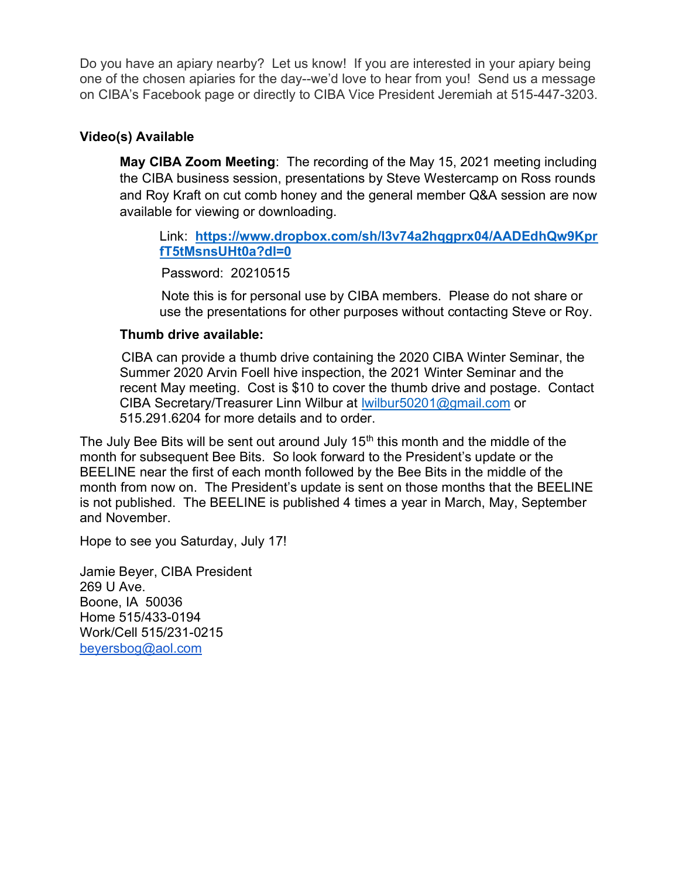Do you have an apiary nearby? Let us know! If you are interested in your apiary being one of the chosen apiaries for the day--we'd love to hear from you! Send us a message on CIBA's Facebook page or directly to CIBA Vice President Jeremiah at 515-447-3203.

**Video(s) Available**

**May CIBA Zoom Meeting**: The recording of the May 15, 2021 meeting including the CIBA business session, presentations by Steve Westercamp on Ross rounds and Roy Kraft on cut comb honey and the general member Q&A session are now available for viewing or downloading.

Link: **https://www.dropbox.com/sh/l3v74a2hqgprx04/AADEdhQw9KprfT5tMsnsUHt0a?dl=0**

Password: 20210515

Note this is for personal use by CIBA members. Please do not share or use the presentations for other purposes without contacting Steve or Roy.

**Thumb drive available:**

CIBA can provide a thumb drive containing the 2020 CIBA Winter Seminar, the Summer 2020 Arvin Foell hive inspection, the 2021 Winter Seminar and the recent May meeting. Cost is $10 to cover the thumb drive and postage. Contact CIBA Secretary/Treasurer Linn Wilbur at lwilbur50201@gmail.com or 515.291.6204 for more details and to order.

The July Bee Bits will be sent out around July 15th this month and the middle of the month for subsequent Bee Bits. So look forward to the President's update or the BEELINE near the first of each month followed by the Bee Bits in the middle of the month from now on. The President's update is sent on those months that the BEELINE is not published. The BEELINE is published 4 times a year in March, May, September and November.

Hope to see you Saturday, July 17!

Jamie Beyer, CIBA President
269 U Ave.
Boone, IA 50036
Home 515/433-0194
Work/Cell 515/231-0215
beyersbog@aol.com